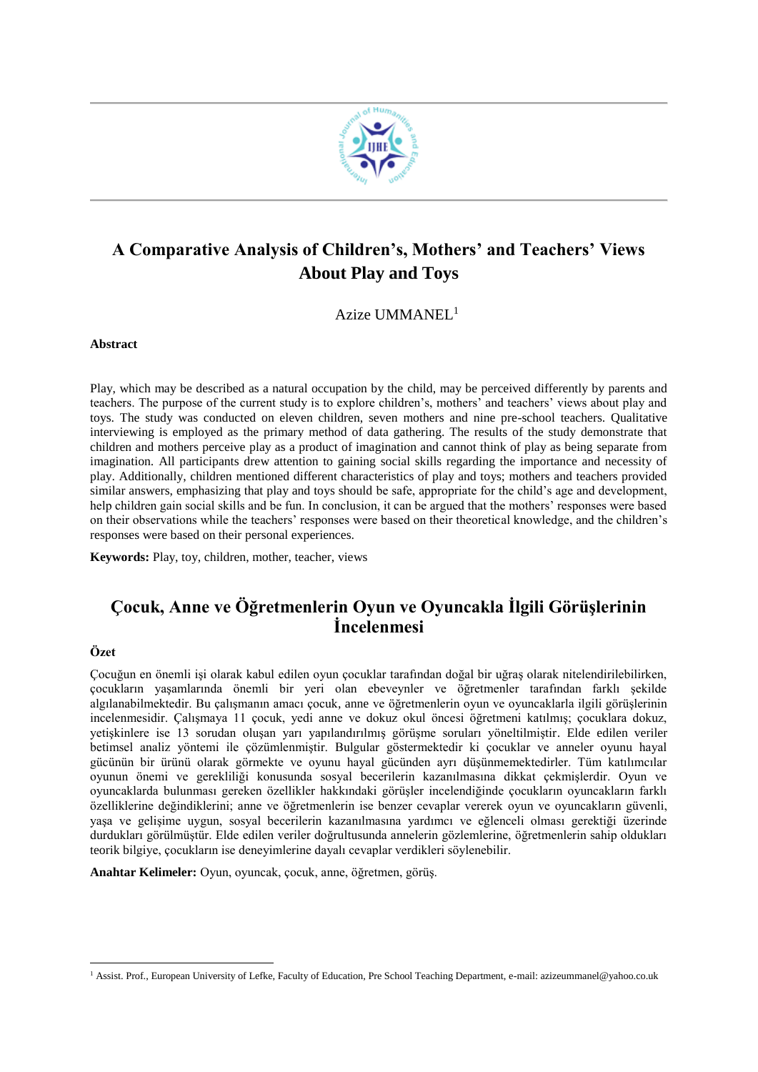# A Comparative Analysis of Children's, Mothers' and Teachers' Views About Play and Toys

Azize UMMANEL[1]

**Abstract**

Play, which may be described as a natural occupation by the child, may be perceived differently by parents and teachers. The purpose of the current study is to explore children's, mothers' and teachers' views about play and toys. The study was conducted on eleven children, seven mothers and nine pre-school teachers. Qualitative interviewing is employed as the primary method of data gathering. The results of the study demonstrate that children and mothers perceive play as a product of imagination and cannot think of play as being separate from imagination. All participants drew attention to gaining social skills regarding the importance and necessity of play. Additionally, children mentioned different characteristics of play and toys; mothers and teachers provided similar answers, emphasizing that play and toys should be safe, appropriate for the child's age and development, help children gain social skills and be fun. In conclusion, it can be argued that the mothers' responses were based on their observations while the teachers' responses were based on their theoretical knowledge, and the children's responses were based on their personal experiences.

**Keywords:** Play, toy, children, mother, teacher, views

# Çocuk, Anne ve Öğretmenlerin Oyun ve Oyuncakla İlgili Görüşlerinin İncelenmesi

**Özet**

Çocuğun en önemli işi olarak kabul edilen oyun çocuklar tarafından doğal bir uğraş olarak nitelendirilebilirken, çocukların yaşamlarında önemli bir yeri olan ebeveynler ve öğretmenler tarafından farklı şekilde algılanabilmektedir. Bu çalışmanın amacı çocuk, anne ve öğretmenlerin oyun ve oyuncaklarla ilgili görüşlerinin incelenmesidir. Çalışmaya 11 çocuk, yedi anne ve dokuz okul öncesi öğretmeni katılmış; çocuklara dokuz, yetişkinlere ise 13 sorudan oluşan yarı yapılandırılmış görüşme soruları yöneltilmiştir. Elde edilen veriler betimsel analiz yöntemi ile çözümlenmiştir. Bulgular göstermektedir ki çocuklar ve anneler oyunu hayal gücünün bir ürünü olarak görmekte ve oyunu hayal gücünden ayrı düşünmemektedirler. Tüm katılımcılar oyunun önemi ve gerekliliği konusunda sosyal becerilerin kazanılmasına dikkat çekmişlerdir. Oyun ve oyuncaklarda bulunması gereken özellikler hakkındaki görüşler incelendiğinde çocukların oyuncakların farklı özelliklerine değindiklerini; anne ve öğretmenlerin ise benzer cevaplar vererek oyun ve oyuncakların güvenli, yaşa ve gelişime uygun, sosyal becerilerin kazanılmasına yardımcı ve eğlenceli olması gerektiği üzerinde durdukları görülmüştür. Elde edilen veriler doğrultusunda annelerin gözlemlerine, öğretmenlerin sahip oldukları teorik bilgiye, çocukların ise deneyimlerine dayalı cevaplar verdikleri söylenebilir.

**Anahtar Kelimeler:** Oyun, oyuncak, çocuk, anne, öğretmen, görüş.

---

[1] Assist. Prof., European University of Lefke, Faculty of Education, Pre School Teaching Department, e-mail: azizeummanel@yahoo.co.uk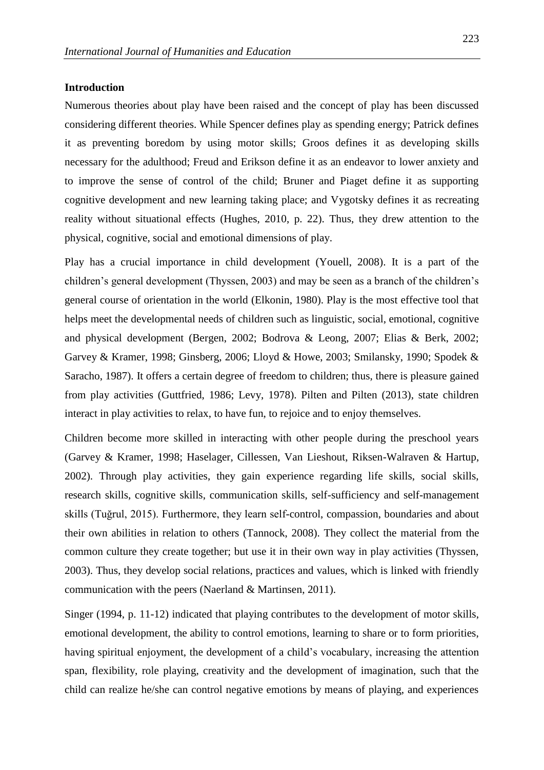## Introduction

Numerous theories about play have been raised and the concept of play has been discussed considering different theories. While Spencer defines play as spending energy; Patrick defines it as preventing boredom by using motor skills; Groos defines it as developing skills necessary for the adulthood; Freud and Erikson define it as an endeavor to lower anxiety and to improve the sense of control of the child; Bruner and Piaget define it as supporting cognitive development and new learning taking place; and Vygotsky defines it as recreating reality without situational effects (Hughes, 2010, p. 22). Thus, they drew attention to the physical, cognitive, social and emotional dimensions of play.

Play has a crucial importance in child development (Youell, 2008). It is a part of the children's general development (Thyssen, 2003) and may be seen as a branch of the children's general course of orientation in the world (Elkonin, 1980). Play is the most effective tool that helps meet the developmental needs of children such as linguistic, social, emotional, cognitive and physical development (Bergen, 2002; Bodrova & Leong, 2007; Elias & Berk, 2002; Garvey & Kramer, 1998; Ginsberg, 2006; Lloyd & Howe, 2003; Smilansky, 1990; Spodek & Saracho, 1987). It offers a certain degree of freedom to children; thus, there is pleasure gained from play activities (Guttfried, 1986; Levy, 1978). Pilten and Pilten (2013), state children interact in play activities to relax, to have fun, to rejoice and to enjoy themselves.

Children become more skilled in interacting with other people during the preschool years (Garvey & Kramer, 1998; Haselager, Cillessen, Van Lieshout, Riksen-Walraven & Hartup, 2002). Through play activities, they gain experience regarding life skills, social skills, research skills, cognitive skills, communication skills, self-sufficiency and self-management skills (Tuğrul, 2015). Furthermore, they learn self-control, compassion, boundaries and about their own abilities in relation to others (Tannock, 2008). They collect the material from the common culture they create together; but use it in their own way in play activities (Thyssen, 2003). Thus, they develop social relations, practices and values, which is linked with friendly communication with the peers (Naerland & Martinsen, 2011).

Singer (1994, p. 11-12) indicated that playing contributes to the development of motor skills, emotional development, the ability to control emotions, learning to share or to form priorities, having spiritual enjoyment, the development of a child's vocabulary, increasing the attention span, flexibility, role playing, creativity and the development of imagination, such that the child can realize he/she can control negative emotions by means of playing, and experiences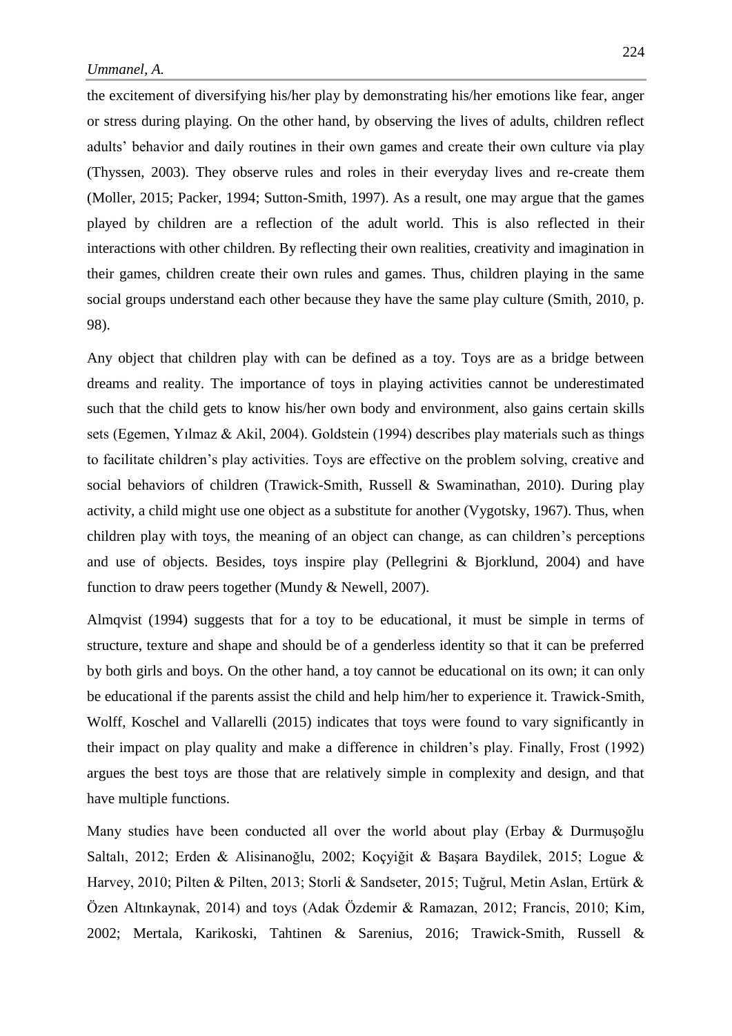the excitement of diversifying his/her play by demonstrating his/her emotions like fear, anger or stress during playing. On the other hand, by observing the lives of adults, children reflect adults' behavior and daily routines in their own games and create their own culture via play (Thyssen, 2003). They observe rules and roles in their everyday lives and re-create them (Moller, 2015; Packer, 1994; Sutton-Smith, 1997). As a result, one may argue that the games played by children are a reflection of the adult world. This is also reflected in their interactions with other children. By reflecting their own realities, creativity and imagination in their games, children create their own rules and games. Thus, children playing in the same social groups understand each other because they have the same play culture (Smith, 2010, p. 98).

Any object that children play with can be defined as a toy. Toys are as a bridge between dreams and reality. The importance of toys in playing activities cannot be underestimated such that the child gets to know his/her own body and environment, also gains certain skills sets (Egemen, Yılmaz & Akil, 2004). Goldstein (1994) describes play materials such as things to facilitate children's play activities. Toys are effective on the problem solving, creative and social behaviors of children (Trawick-Smith, Russell & Swaminathan, 2010). During play activity, a child might use one object as a substitute for another (Vygotsky, 1967). Thus, when children play with toys, the meaning of an object can change, as can children's perceptions and use of objects. Besides, toys inspire play (Pellegrini & Bjorklund, 2004) and have function to draw peers together (Mundy & Newell, 2007).

Almqvist (1994) suggests that for a toy to be educational, it must be simple in terms of structure, texture and shape and should be of a genderless identity so that it can be preferred by both girls and boys. On the other hand, a toy cannot be educational on its own; it can only be educational if the parents assist the child and help him/her to experience it. Trawick-Smith, Wolff, Koschel and Vallarelli (2015) indicates that toys were found to vary significantly in their impact on play quality and make a difference in children's play. Finally, Frost (1992) argues the best toys are those that are relatively simple in complexity and design, and that have multiple functions.

Many studies have been conducted all over the world about play (Erbay & Durmuşoğlu Saltalı, 2012; Erden & Alisinanoğlu, 2002; Koçyiğit & Başara Baydilek, 2015; Logue & Harvey, 2010; Pilten & Pilten, 2013; Storli & Sandseter, 2015; Tuğrul, Metin Aslan, Ertürk & Özen Altınkaynak, 2014) and toys (Adak Özdemir & Ramazan, 2012; Francis, 2010; Kim, 2002; Mertala, Karikoski, Tahtinen & Sarenius, 2016; Trawick-Smith, Russell &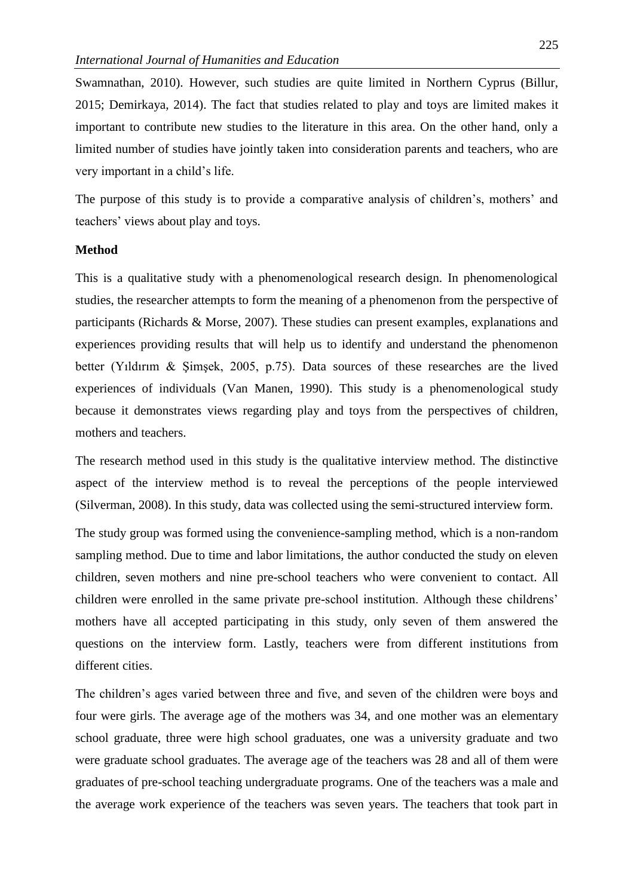Swamnathan, 2010). However, such studies are quite limited in Northern Cyprus (Billur, 2015; Demirkaya, 2014). The fact that studies related to play and toys are limited makes it important to contribute new studies to the literature in this area. On the other hand, only a limited number of studies have jointly taken into consideration parents and teachers, who are very important in a child's life.

The purpose of this study is to provide a comparative analysis of children's, mothers' and teachers' views about play and toys.

**Method**

This is a qualitative study with a phenomenological research design. In phenomenological studies, the researcher attempts to form the meaning of a phenomenon from the perspective of participants (Richards & Morse, 2007). These studies can present examples, explanations and experiences providing results that will help us to identify and understand the phenomenon better (Yıldırım & Şimşek, 2005, p.75). Data sources of these researches are the lived experiences of individuals (Van Manen, 1990). This study is a phenomenological study because it demonstrates views regarding play and toys from the perspectives of children, mothers and teachers.

The research method used in this study is the qualitative interview method. The distinctive aspect of the interview method is to reveal the perceptions of the people interviewed (Silverman, 2008). In this study, data was collected using the semi-structured interview form.

The study group was formed using the convenience-sampling method, which is a non-random sampling method. Due to time and labor limitations, the author conducted the study on eleven children, seven mothers and nine pre-school teachers who were convenient to contact. All children were enrolled in the same private pre-school institution. Although these childrens' mothers have all accepted participating in this study, only seven of them answered the questions on the interview form. Lastly, teachers were from different institutions from different cities.

The children's ages varied between three and five, and seven of the children were boys and four were girls. The average age of the mothers was 34, and one mother was an elementary school graduate, three were high school graduates, one was a university graduate and two were graduate school graduates. The average age of the teachers was 28 and all of them were graduates of pre-school teaching undergraduate programs. One of the teachers was a male and the average work experience of the teachers was seven years. The teachers that took part in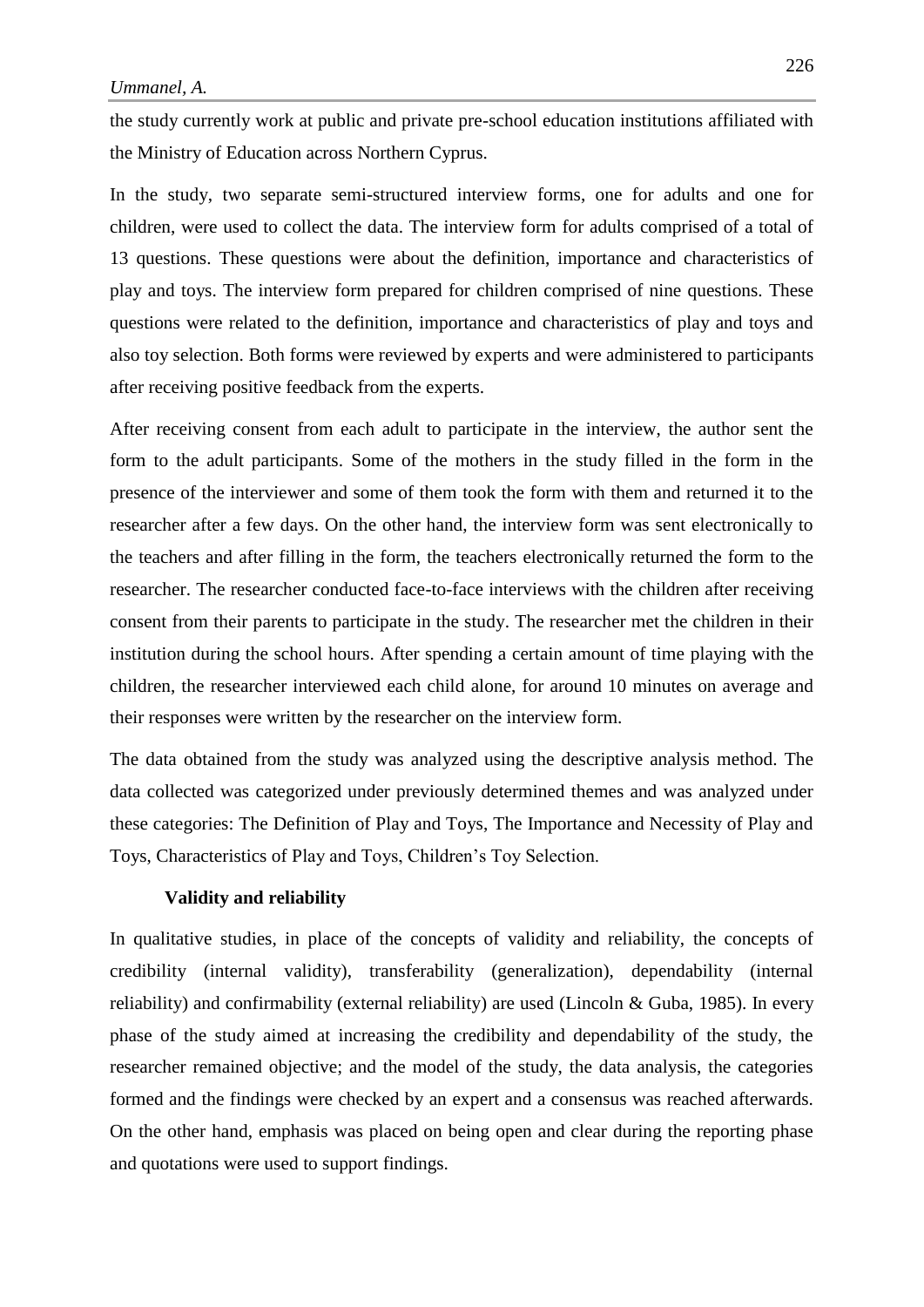the study currently work at public and private pre-school education institutions affiliated with the Ministry of Education across Northern Cyprus.

In the study, two separate semi-structured interview forms, one for adults and one for children, were used to collect the data. The interview form for adults comprised of a total of 13 questions. These questions were about the definition, importance and characteristics of play and toys. The interview form prepared for children comprised of nine questions. These questions were related to the definition, importance and characteristics of play and toys and also toy selection. Both forms were reviewed by experts and were administered to participants after receiving positive feedback from the experts.

After receiving consent from each adult to participate in the interview, the author sent the form to the adult participants. Some of the mothers in the study filled in the form in the presence of the interviewer and some of them took the form with them and returned it to the researcher after a few days. On the other hand, the interview form was sent electronically to the teachers and after filling in the form, the teachers electronically returned the form to the researcher. The researcher conducted face-to-face interviews with the children after receiving consent from their parents to participate in the study. The researcher met the children in their institution during the school hours. After spending a certain amount of time playing with the children, the researcher interviewed each child alone, for around 10 minutes on average and their responses were written by the researcher on the interview form.

The data obtained from the study was analyzed using the descriptive analysis method. The data collected was categorized under previously determined themes and was analyzed under these categories: The Definition of Play and Toys, The Importance and Necessity of Play and Toys, Characteristics of Play and Toys, Children's Toy Selection.

### Validity and reliability

In qualitative studies, in place of the concepts of validity and reliability, the concepts of credibility (internal validity), transferability (generalization), dependability (internal reliability) and confirmability (external reliability) are used (Lincoln & Guba, 1985). In every phase of the study aimed at increasing the credibility and dependability of the study, the researcher remained objective; and the model of the study, the data analysis, the categories formed and the findings were checked by an expert and a consensus was reached afterwards. On the other hand, emphasis was placed on being open and clear during the reporting phase and quotations were used to support findings.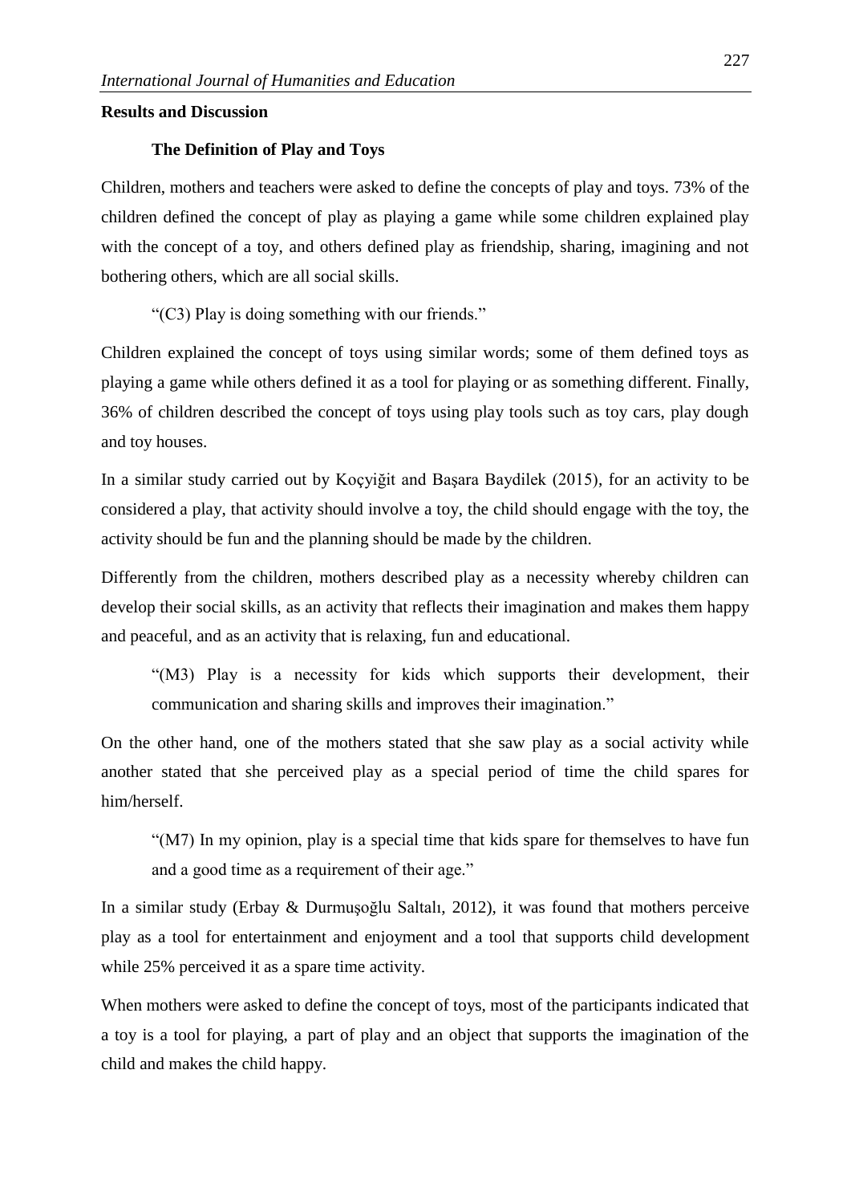## Results and Discussion

### The Definition of Play and Toys

Children, mothers and teachers were asked to define the concepts of play and toys. 73% of the children defined the concept of play as playing a game while some children explained play with the concept of a toy, and others defined play as friendship, sharing, imagining and not bothering others, which are all social skills.

> "(C3) Play is doing something with our friends."

Children explained the concept of toys using similar words; some of them defined toys as playing a game while others defined it as a tool for playing or as something different. Finally, 36% of children described the concept of toys using play tools such as toy cars, play dough and toy houses.

In a similar study carried out by Koçyiğit and Başara Baydilek (2015), for an activity to be considered a play, that activity should involve a toy, the child should engage with the toy, the activity should be fun and the planning should be made by the children.

Differently from the children, mothers described play as a necessity whereby children can develop their social skills, as an activity that reflects their imagination and makes them happy and peaceful, and as an activity that is relaxing, fun and educational.

> "(M3) Play is a necessity for kids which supports their development, their communication and sharing skills and improves their imagination."

On the other hand, one of the mothers stated that she saw play as a social activity while another stated that she perceived play as a special period of time the child spares for him/herself.

> "(M7) In my opinion, play is a special time that kids spare for themselves to have fun and a good time as a requirement of their age."

In a similar study (Erbay & Durmuşoğlu Saltalı, 2012), it was found that mothers perceive play as a tool for entertainment and enjoyment and a tool that supports child development while 25% perceived it as a spare time activity.

When mothers were asked to define the concept of toys, most of the participants indicated that a toy is a tool for playing, a part of play and an object that supports the imagination of the child and makes the child happy.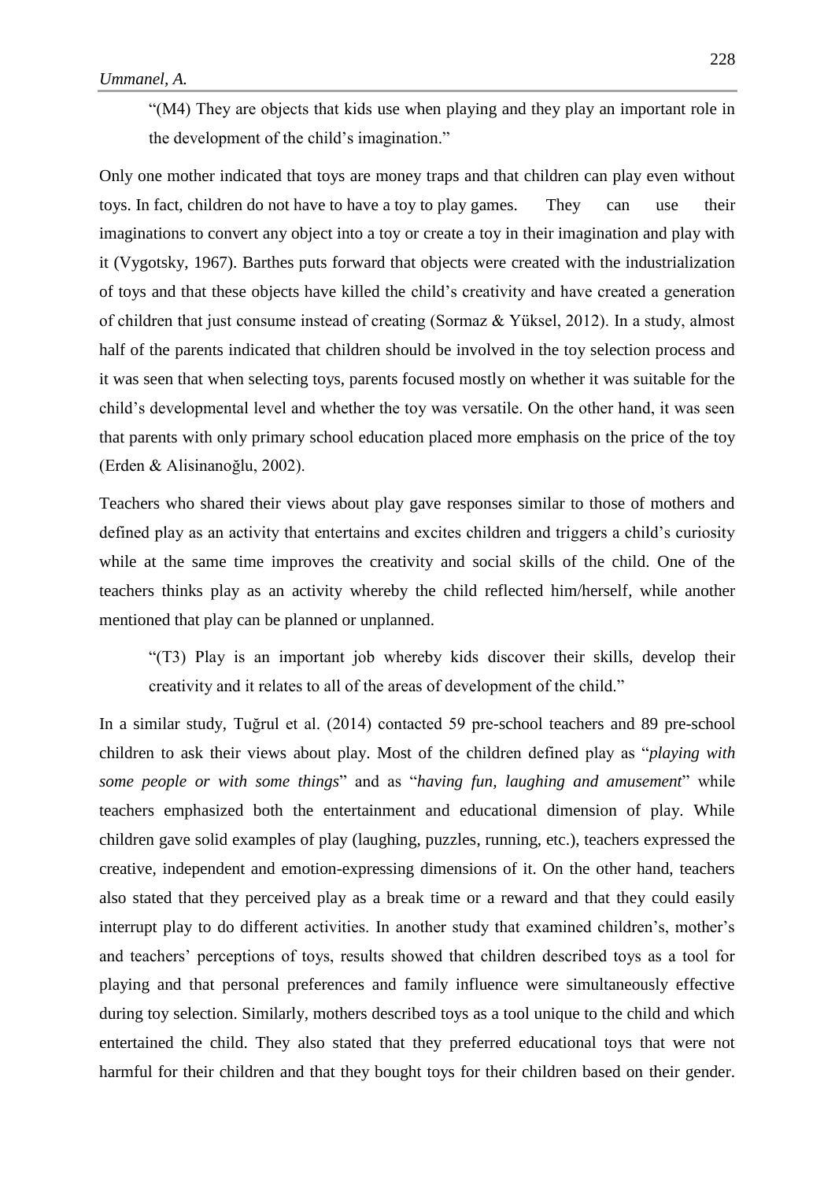> "(M4) They are objects that kids use when playing and they play an important role in the development of the child's imagination."

Only one mother indicated that toys are money traps and that children can play even without toys. In fact, children do not have to have a toy to play games. They can use their imaginations to convert any object into a toy or create a toy in their imagination and play with it (Vygotsky, 1967). Barthes puts forward that objects were created with the industrialization of toys and that these objects have killed the child's creativity and have created a generation of children that just consume instead of creating (Sormaz & Yüksel, 2012). In a study, almost half of the parents indicated that children should be involved in the toy selection process and it was seen that when selecting toys, parents focused mostly on whether it was suitable for the child's developmental level and whether the toy was versatile. On the other hand, it was seen that parents with only primary school education placed more emphasis on the price of the toy (Erden & Alisinanoğlu, 2002).

Teachers who shared their views about play gave responses similar to those of mothers and defined play as an activity that entertains and excites children and triggers a child's curiosity while at the same time improves the creativity and social skills of the child. One of the teachers thinks play as an activity whereby the child reflected him/herself, while another mentioned that play can be planned or unplanned.

> "(T3) Play is an important job whereby kids discover their skills, develop their creativity and it relates to all of the areas of development of the child."

In a similar study, Tuğrul et al. (2014) contacted 59 pre-school teachers and 89 pre-school children to ask their views about play. Most of the children defined play as "*playing with some people or with some things*" and as "*having fun, laughing and amusement*" while teachers emphasized both the entertainment and educational dimension of play. While children gave solid examples of play (laughing, puzzles, running, etc.), teachers expressed the creative, independent and emotion-expressing dimensions of it. On the other hand, teachers also stated that they perceived play as a break time or a reward and that they could easily interrupt play to do different activities. In another study that examined children's, mother's and teachers' perceptions of toys, results showed that children described toys as a tool for playing and that personal preferences and family influence were simultaneously effective during toy selection. Similarly, mothers described toys as a tool unique to the child and which entertained the child. They also stated that they preferred educational toys that were not harmful for their children and that they bought toys for their children based on their gender.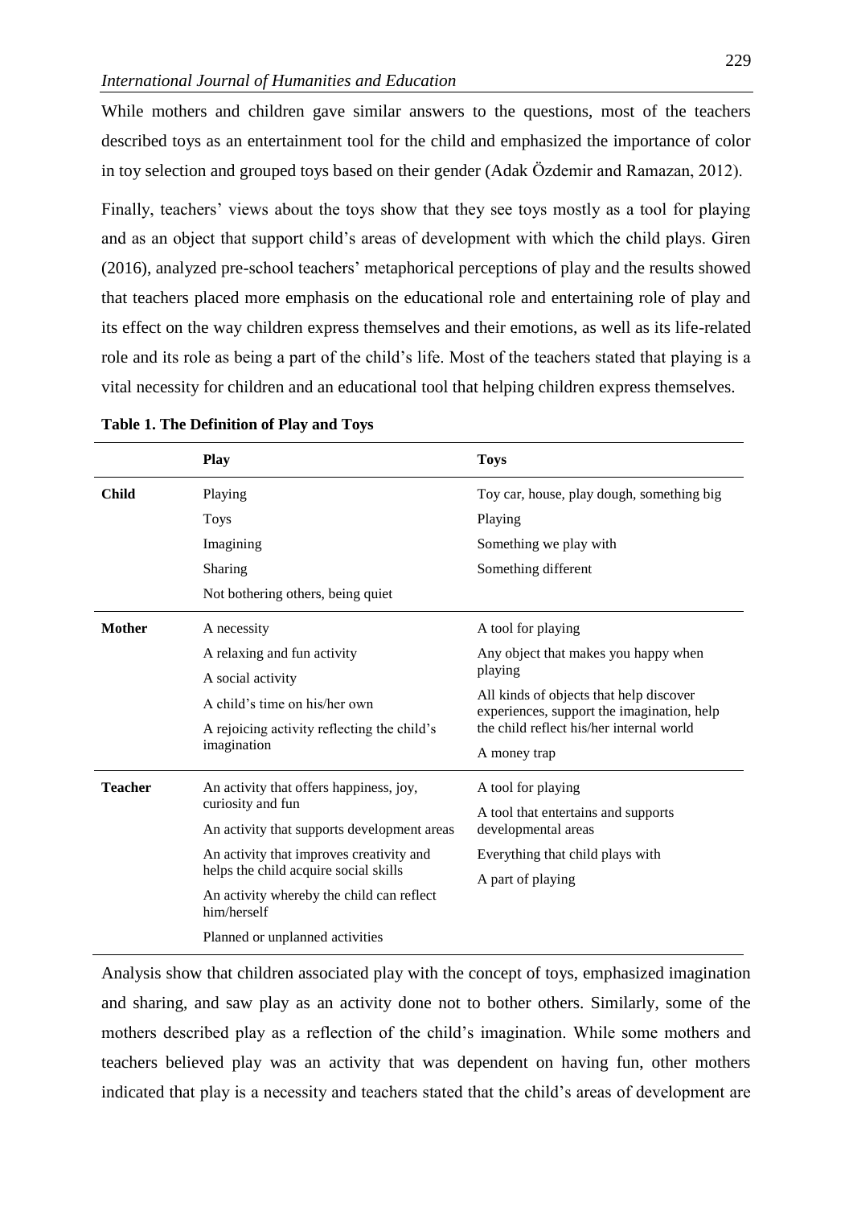While mothers and children gave similar answers to the questions, most of the teachers described toys as an entertainment tool for the child and emphasized the importance of color in toy selection and grouped toys based on their gender (Adak Özdemir and Ramazan, 2012).

Finally, teachers' views about the toys show that they see toys mostly as a tool for playing and as an object that support child's areas of development with which the child plays. Giren (2016), analyzed pre-school teachers' metaphorical perceptions of play and the results showed that teachers placed more emphasis on the educational role and entertaining role of play and its effect on the way children express themselves and their emotions, as well as its life-related role and its role as being a part of the child's life. Most of the teachers stated that playing is a vital necessity for children and an educational tool that helping children express themselves.

**Table 1. The Definition of Play and Toys**

| | Play | Toys |
|---|---|---|
| **Child** | Playing<br>Toys<br>Imagining<br>Sharing<br>Not bothering others, being quiet | Toy car, house, play dough, something big<br>Playing<br>Something we play with<br>Something different |
| **Mother** | A necessity<br>A relaxing and fun activity<br>A social activity<br>A child's time on his/her own<br>A rejoicing activity reflecting the child's imagination | A tool for playing<br>Any object that makes you happy when playing<br>All kinds of objects that help discover experiences, support the imagination, help the child reflect his/her internal world<br>A money trap |
| **Teacher** | An activity that offers happiness, joy, curiosity and fun<br>An activity that supports development areas<br>An activity that improves creativity and helps the child acquire social skills<br>An activity whereby the child can reflect him/herself<br>Planned or unplanned activities | A tool for playing<br>A tool that entertains and supports developmental areas<br>Everything that child plays with<br>A part of playing |

Analysis show that children associated play with the concept of toys, emphasized imagination and sharing, and saw play as an activity done not to bother others. Similarly, some of the mothers described play as a reflection of the child's imagination. While some mothers and teachers believed play was an activity that was dependent on having fun, other mothers indicated that play is a necessity and teachers stated that the child's areas of development are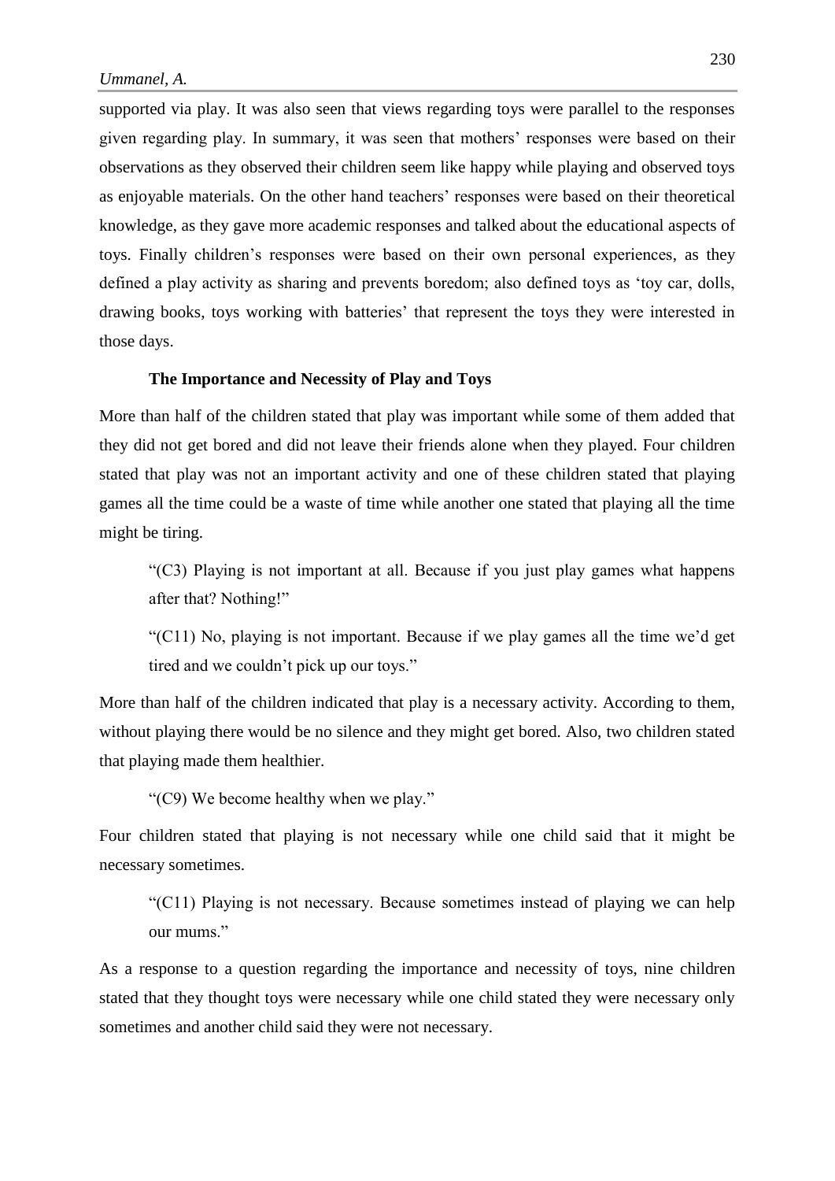supported via play. It was also seen that views regarding toys were parallel to the responses given regarding play. In summary, it was seen that mothers' responses were based on their observations as they observed their children seem like happy while playing and observed toys as enjoyable materials. On the other hand teachers' responses were based on their theoretical knowledge, as they gave more academic responses and talked about the educational aspects of toys. Finally children's responses were based on their own personal experiences, as they defined a play activity as sharing and prevents boredom; also defined toys as 'toy car, dolls, drawing books, toys working with batteries' that represent the toys they were interested in those days.

### The Importance and Necessity of Play and Toys

More than half of the children stated that play was important while some of them added that they did not get bored and did not leave their friends alone when they played. Four children stated that play was not an important activity and one of these children stated that playing games all the time could be a waste of time while another one stated that playing all the time might be tiring.

> "(C3) Playing is not important at all. Because if you just play games what happens after that? Nothing!"

> "(C11) No, playing is not important. Because if we play games all the time we'd get tired and we couldn't pick up our toys."

More than half of the children indicated that play is a necessary activity. According to them, without playing there would be no silence and they might get bored. Also, two children stated that playing made them healthier.

> "(C9) We become healthy when we play."

Four children stated that playing is not necessary while one child said that it might be necessary sometimes.

> "(C11) Playing is not necessary. Because sometimes instead of playing we can help our mums."

As a response to a question regarding the importance and necessity of toys, nine children stated that they thought toys were necessary while one child stated they were necessary only sometimes and another child said they were not necessary.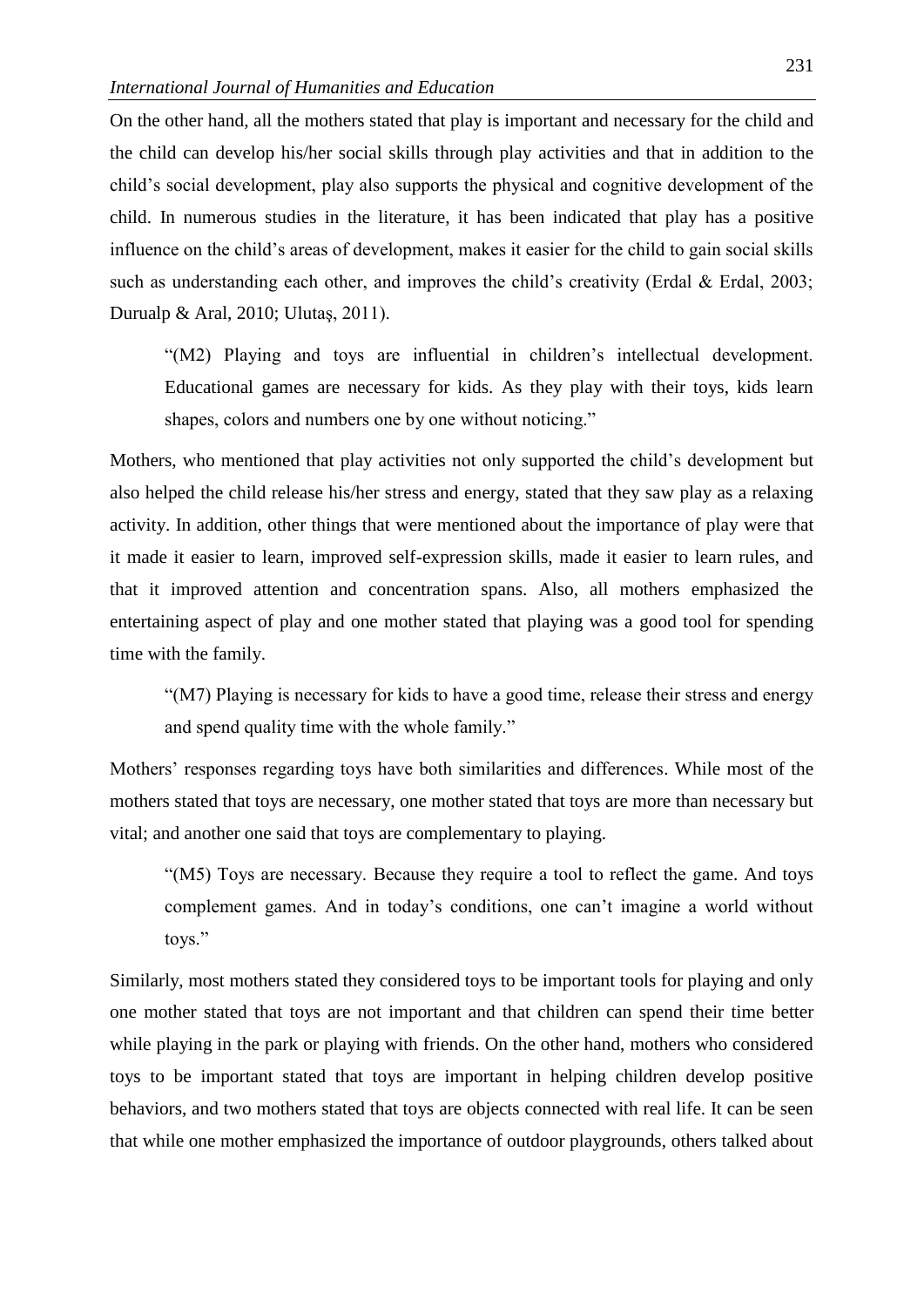On the other hand, all the mothers stated that play is important and necessary for the child and the child can develop his/her social skills through play activities and that in addition to the child's social development, play also supports the physical and cognitive development of the child. In numerous studies in the literature, it has been indicated that play has a positive influence on the child's areas of development, makes it easier for the child to gain social skills such as understanding each other, and improves the child's creativity (Erdal & Erdal, 2003; Durualp & Aral, 2010; Ulutaş, 2011).

> "(M2) Playing and toys are influential in children's intellectual development. Educational games are necessary for kids. As they play with their toys, kids learn shapes, colors and numbers one by one without noticing."

Mothers, who mentioned that play activities not only supported the child's development but also helped the child release his/her stress and energy, stated that they saw play as a relaxing activity. In addition, other things that were mentioned about the importance of play were that it made it easier to learn, improved self-expression skills, made it easier to learn rules, and that it improved attention and concentration spans. Also, all mothers emphasized the entertaining aspect of play and one mother stated that playing was a good tool for spending time with the family.

> "(M7) Playing is necessary for kids to have a good time, release their stress and energy and spend quality time with the whole family."

Mothers' responses regarding toys have both similarities and differences. While most of the mothers stated that toys are necessary, one mother stated that toys are more than necessary but vital; and another one said that toys are complementary to playing.

> "(M5) Toys are necessary. Because they require a tool to reflect the game. And toys complement games. And in today's conditions, one can't imagine a world without toys."

Similarly, most mothers stated they considered toys to be important tools for playing and only one mother stated that toys are not important and that children can spend their time better while playing in the park or playing with friends. On the other hand, mothers who considered toys to be important stated that toys are important in helping children develop positive behaviors, and two mothers stated that toys are objects connected with real life. It can be seen that while one mother emphasized the importance of outdoor playgrounds, others talked about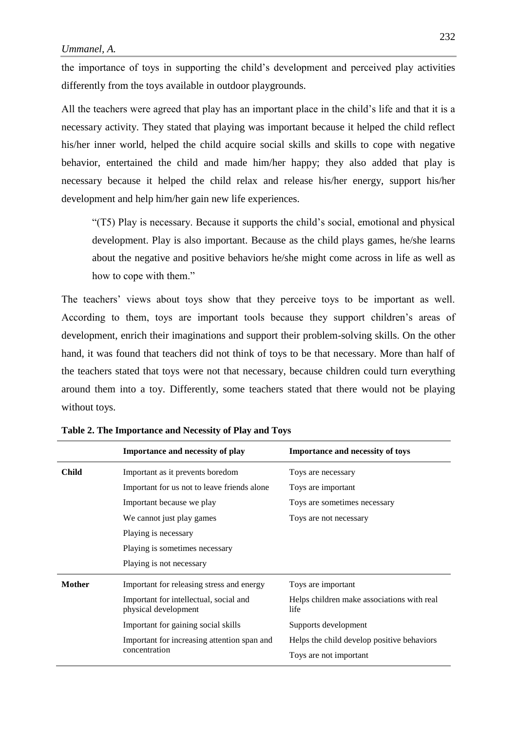the importance of toys in supporting the child's development and perceived play activities differently from the toys available in outdoor playgrounds.

All the teachers were agreed that play has an important place in the child's life and that it is a necessary activity. They stated that playing was important because it helped the child reflect his/her inner world, helped the child acquire social skills and skills to cope with negative behavior, entertained the child and made him/her happy; they also added that play is necessary because it helped the child relax and release his/her energy, support his/her development and help him/her gain new life experiences.

> "(T5) Play is necessary. Because it supports the child's social, emotional and physical development. Play is also important. Because as the child plays games, he/she learns about the negative and positive behaviors he/she might come across in life as well as how to cope with them."

The teachers' views about toys show that they perceive toys to be important as well. According to them, toys are important tools because they support children's areas of development, enrich their imaginations and support their problem-solving skills. On the other hand, it was found that teachers did not think of toys to be that necessary. More than half of the teachers stated that toys were not that necessary, because children could turn everything around them into a toy. Differently, some teachers stated that there would not be playing without toys.

**Table 2. The Importance and Necessity of Play and Toys**

| | Importance and necessity of play | Importance and necessity of toys |
|---|---|---|
| **Child** | Important as it prevents boredom | Toys are necessary |
| | Important for us not to leave friends alone | Toys are important |
| | Important because we play | Toys are sometimes necessary |
| | We cannot just play games | Toys are not necessary |
| | Playing is necessary | |
| | Playing is sometimes necessary | |
| | Playing is not necessary | |
| **Mother** | Important for releasing stress and energy | Toys are important |
| | Important for intellectual, social and physical development | Helps children make associations with real life |
| | Important for gaining social skills | Supports development |
| | Important for increasing attention span and concentration | Helps the child develop positive behaviors |
| | | Toys are not important |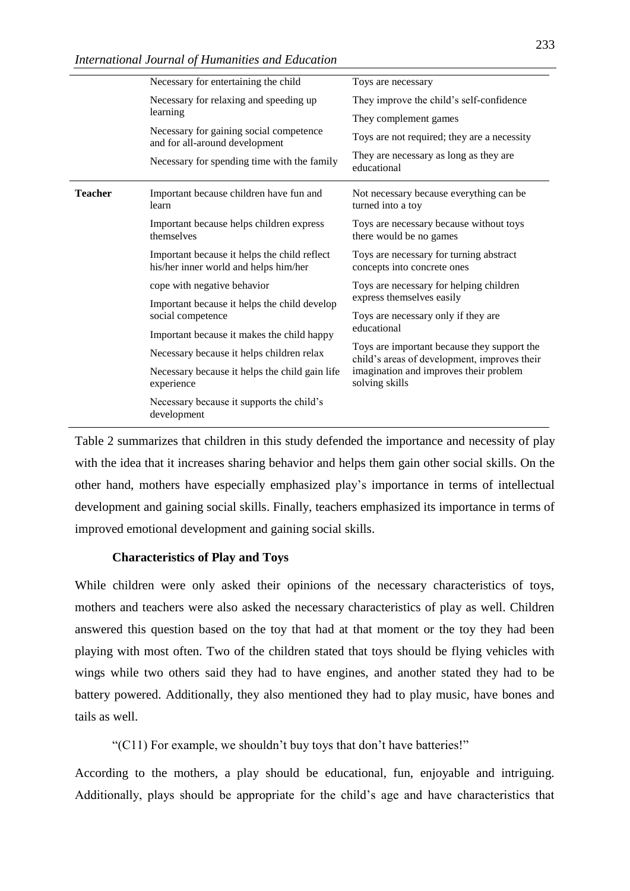| | | |
|---|---|---|
| | Necessary for entertaining the child | Toys are necessary |
| | Necessary for relaxing and speeding up learning | They improve the child's self-confidence |
| | | They complement games |
| | Necessary for gaining social competence and for all-around development | Toys are not required; they are a necessity |
| | Necessary for spending time with the family | They are necessary as long as they are educational |
| **Teacher** | Important because children have fun and learn | Not necessary because everything can be turned into a toy |
| | Important because helps children express themselves | Toys are necessary because without toys there would be no games |
| | Important because it helps the child reflect his/her inner world and helps him/her | Toys are necessary for turning abstract concepts into concrete ones |
| | cope with negative behavior | Toys are necessary for helping children express themselves easily |
| | Important because it helps the child develop social competence | Toys are necessary only if they are educational |
| | Important because it makes the child happy | |
| | Necessary because it helps children relax | Toys are important because they support the child's areas of development, improves their imagination and improves their problem solving skills |
| | Necessary because it helps the child gain life experience | |
| | Necessary because it supports the child's development | |

Table 2 summarizes that children in this study defended the importance and necessity of play with the idea that it increases sharing behavior and helps them gain other social skills. On the other hand, mothers have especially emphasized play's importance in terms of intellectual development and gaining social skills. Finally, teachers emphasized its importance in terms of improved emotional development and gaining social skills.

### Characteristics of Play and Toys

While children were only asked their opinions of the necessary characteristics of toys, mothers and teachers were also asked the necessary characteristics of play as well. Children answered this question based on the toy that had at that moment or the toy they had been playing with most often. Two of the children stated that toys should be flying vehicles with wings while two others said they had to have engines, and another stated they had to be battery powered. Additionally, they also mentioned they had to play music, have bones and tails as well.

"(C11) For example, we shouldn't buy toys that don't have batteries!"

According to the mothers, a play should be educational, fun, enjoyable and intriguing. Additionally, plays should be appropriate for the child's age and have characteristics that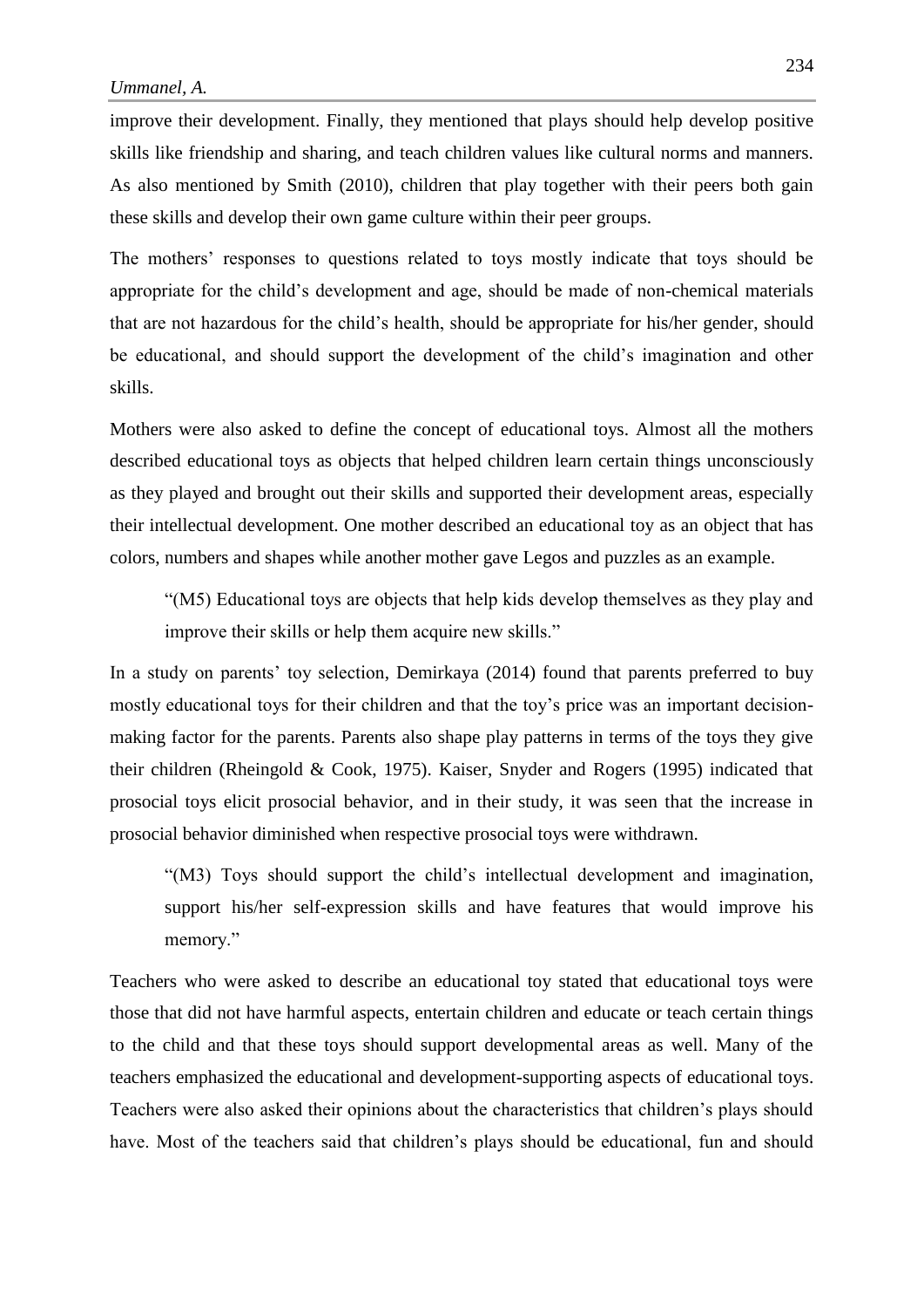improve their development. Finally, they mentioned that plays should help develop positive skills like friendship and sharing, and teach children values like cultural norms and manners. As also mentioned by Smith (2010), children that play together with their peers both gain these skills and develop their own game culture within their peer groups.

The mothers' responses to questions related to toys mostly indicate that toys should be appropriate for the child's development and age, should be made of non-chemical materials that are not hazardous for the child's health, should be appropriate for his/her gender, should be educational, and should support the development of the child's imagination and other skills.

Mothers were also asked to define the concept of educational toys. Almost all the mothers described educational toys as objects that helped children learn certain things unconsciously as they played and brought out their skills and supported their development areas, especially their intellectual development. One mother described an educational toy as an object that has colors, numbers and shapes while another mother gave Legos and puzzles as an example.

> "(M5) Educational toys are objects that help kids develop themselves as they play and improve their skills or help them acquire new skills."

In a study on parents' toy selection, Demirkaya (2014) found that parents preferred to buy mostly educational toys for their children and that the toy's price was an important decision-making factor for the parents. Parents also shape play patterns in terms of the toys they give their children (Rheingold & Cook, 1975). Kaiser, Snyder and Rogers (1995) indicated that prosocial toys elicit prosocial behavior, and in their study, it was seen that the increase in prosocial behavior diminished when respective prosocial toys were withdrawn.

> "(M3) Toys should support the child's intellectual development and imagination, support his/her self-expression skills and have features that would improve his memory."

Teachers who were asked to describe an educational toy stated that educational toys were those that did not have harmful aspects, entertain children and educate or teach certain things to the child and that these toys should support developmental areas as well. Many of the teachers emphasized the educational and development-supporting aspects of educational toys. Teachers were also asked their opinions about the characteristics that children's plays should have. Most of the teachers said that children's plays should be educational, fun and should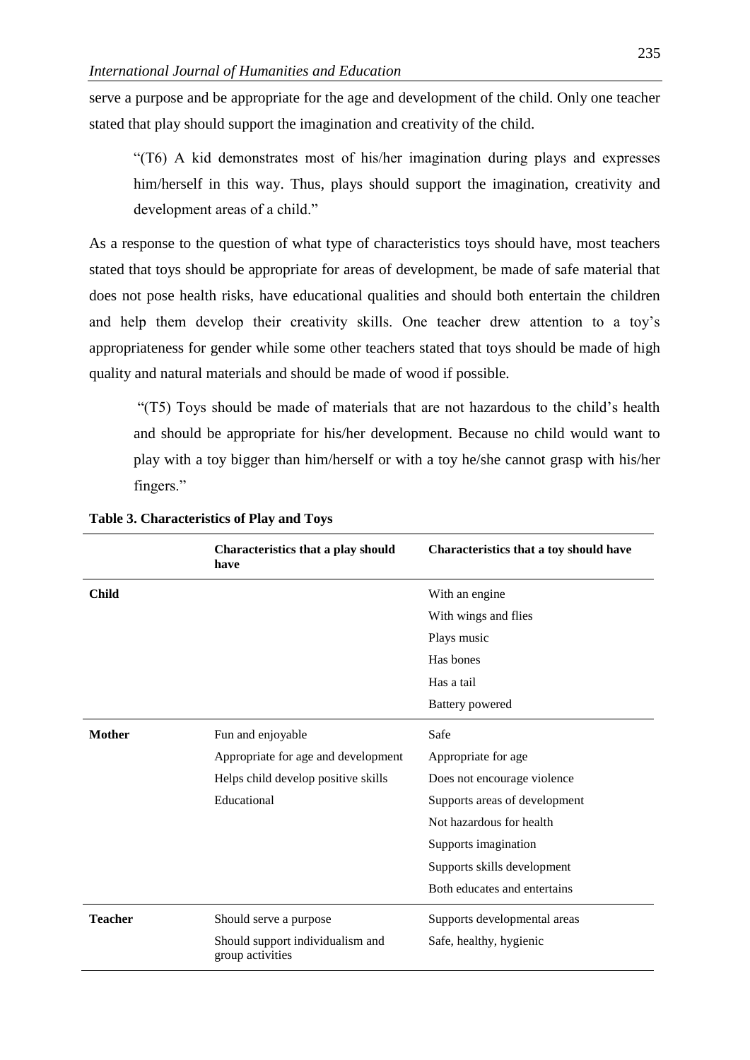serve a purpose and be appropriate for the age and development of the child. Only one teacher stated that play should support the imagination and creativity of the child.

> "(T6) A kid demonstrates most of his/her imagination during plays and expresses him/herself in this way. Thus, plays should support the imagination, creativity and development areas of a child."

As a response to the question of what type of characteristics toys should have, most teachers stated that toys should be appropriate for areas of development, be made of safe material that does not pose health risks, have educational qualities and should both entertain the children and help them develop their creativity skills. One teacher drew attention to a toy's appropriateness for gender while some other teachers stated that toys should be made of high quality and natural materials and should be made of wood if possible.

> "(T5) Toys should be made of materials that are not hazardous to the child's health and should be appropriate for his/her development. Because no child would want to play with a toy bigger than him/herself or with a toy he/she cannot grasp with his/her fingers."

**Table 3. Characteristics of Play and Toys**

| | Characteristics that a play should have | Characteristics that a toy should have |
|---|---|---|
| **Child** | | With an engine |
| | | With wings and flies |
| | | Plays music |
| | | Has bones |
| | | Has a tail |
| | | Battery powered |
| **Mother** | Fun and enjoyable | Safe |
| | Appropriate for age and development | Appropriate for age |
| | Helps child develop positive skills | Does not encourage violence |
| | Educational | Supports areas of development |
| | | Not hazardous for health |
| | | Supports imagination |
| | | Supports skills development |
| | | Both educates and entertains |
| **Teacher** | Should serve a purpose | Supports developmental areas |
| | Should support individualism and group activities | Safe, healthy, hygienic |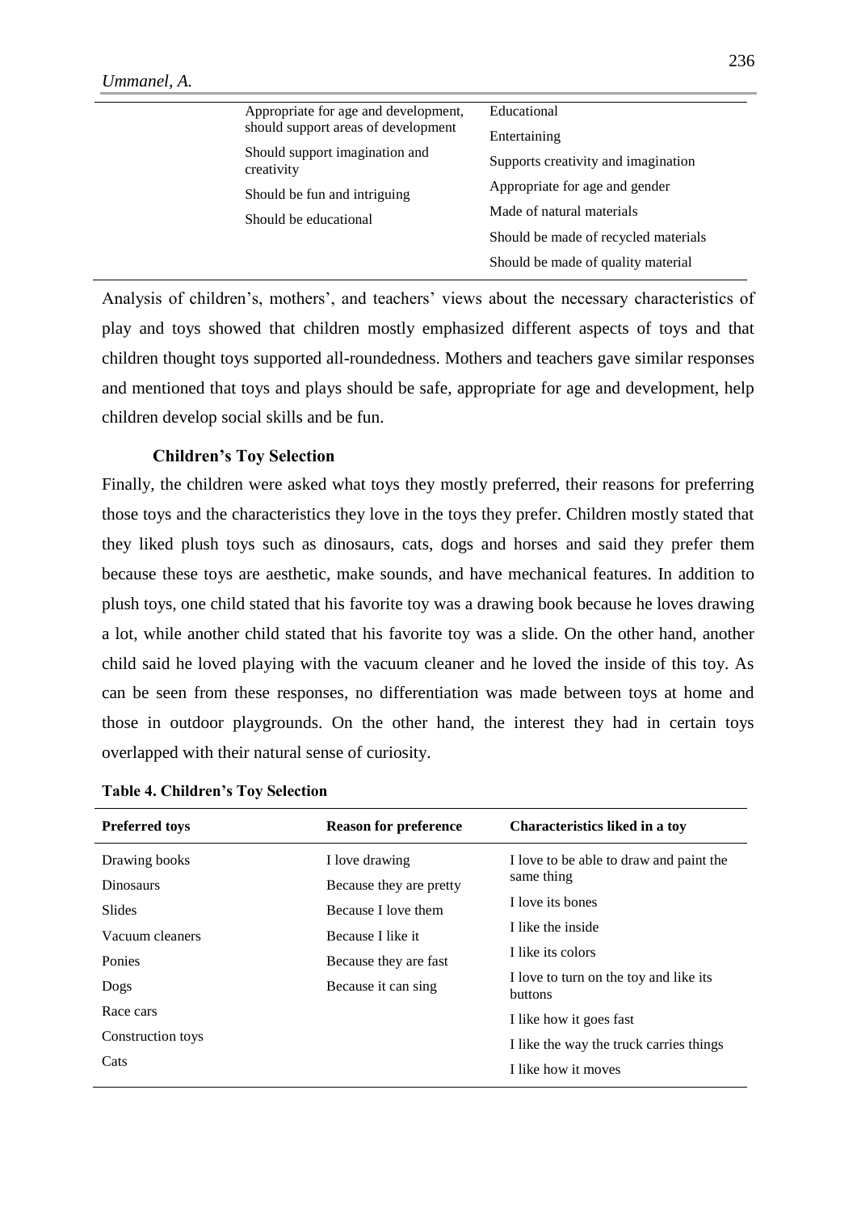| | | |
|---|---|---|
| | Appropriate for age and development, should support areas of development | Educational |
| | Should support imagination and creativity | Entertaining |
| | Should be fun and intriguing | Supports creativity and imagination |
| | Should be educational | Appropriate for age and gender |
| | | Made of natural materials |
| | | Should be made of recycled materials |
| | | Should be made of quality material |

Analysis of children's, mothers', and teachers' views about the necessary characteristics of play and toys showed that children mostly emphasized different aspects of toys and that children thought toys supported all-roundedness. Mothers and teachers gave similar responses and mentioned that toys and plays should be safe, appropriate for age and development, help children develop social skills and be fun.

### Children's Toy Selection

Finally, the children were asked what toys they mostly preferred, their reasons for preferring those toys and the characteristics they love in the toys they prefer. Children mostly stated that they liked plush toys such as dinosaurs, cats, dogs and horses and said they prefer them because these toys are aesthetic, make sounds, and have mechanical features. In addition to plush toys, one child stated that his favorite toy was a drawing book because he loves drawing a lot, while another child stated that his favorite toy was a slide. On the other hand, another child said he loved playing with the vacuum cleaner and he loved the inside of this toy. As can be seen from these responses, no differentiation was made between toys at home and those in outdoor playgrounds. On the other hand, the interest they had in certain toys overlapped with their natural sense of curiosity.

**Table 4. Children's Toy Selection**

| Preferred toys | Reason for preference | Characteristics liked in a toy |
|---|---|---|
| Drawing books | I love drawing | I love to be able to draw and paint the same thing |
| Dinosaurs | Because they are pretty | I love its bones |
| Slides | Because I love them | I like the inside |
| Vacuum cleaners | Because I like it | I like its colors |
| Ponies | Because they are fast | I love to turn on the toy and like its buttons |
| Dogs | Because it can sing | I like how it goes fast |
| Race cars | | I like the way the truck carries things |
| Construction toys | | I like how it moves |
| Cats | | |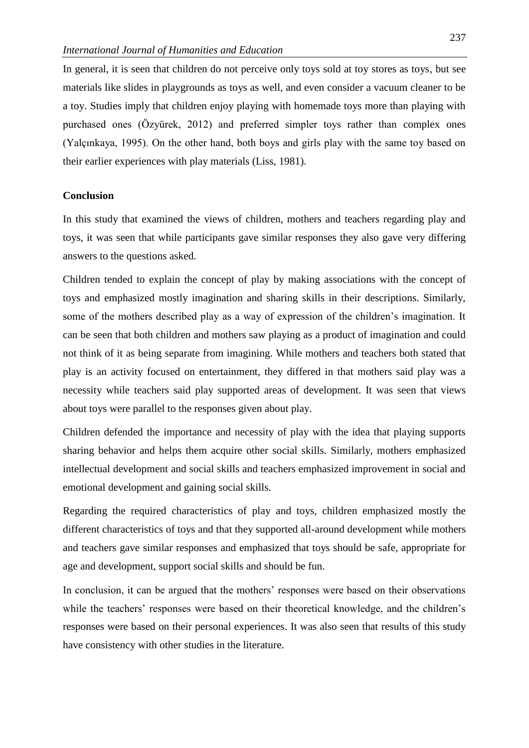In general, it is seen that children do not perceive only toys sold at toy stores as toys, but see materials like slides in playgrounds as toys as well, and even consider a vacuum cleaner to be a toy. Studies imply that children enjoy playing with homemade toys more than playing with purchased ones (Özyürek, 2012) and preferred simpler toys rather than complex ones (Yalçınkaya, 1995). On the other hand, both boys and girls play with the same toy based on their earlier experiences with play materials (Liss, 1981).

## Conclusion

In this study that examined the views of children, mothers and teachers regarding play and toys, it was seen that while participants gave similar responses they also gave very differing answers to the questions asked.

Children tended to explain the concept of play by making associations with the concept of toys and emphasized mostly imagination and sharing skills in their descriptions. Similarly, some of the mothers described play as a way of expression of the children's imagination. It can be seen that both children and mothers saw playing as a product of imagination and could not think of it as being separate from imagining. While mothers and teachers both stated that play is an activity focused on entertainment, they differed in that mothers said play was a necessity while teachers said play supported areas of development. It was seen that views about toys were parallel to the responses given about play.

Children defended the importance and necessity of play with the idea that playing supports sharing behavior and helps them acquire other social skills. Similarly, mothers emphasized intellectual development and social skills and teachers emphasized improvement in social and emotional development and gaining social skills.

Regarding the required characteristics of play and toys, children emphasized mostly the different characteristics of toys and that they supported all-around development while mothers and teachers gave similar responses and emphasized that toys should be safe, appropriate for age and development, support social skills and should be fun.

In conclusion, it can be argued that the mothers' responses were based on their observations while the teachers' responses were based on their theoretical knowledge, and the children's responses were based on their personal experiences. It was also seen that results of this study have consistency with other studies in the literature.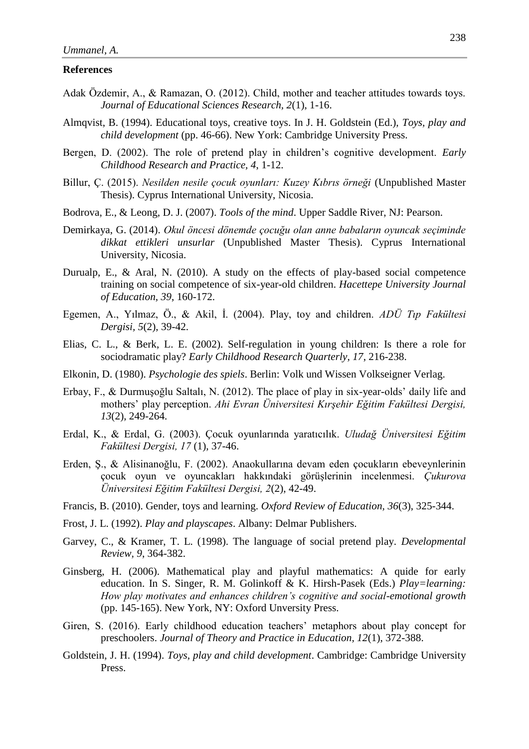**References**

Adak Özdemir, A., & Ramazan, O. (2012). Child, mother and teacher attitudes towards toys. *Journal of Educational Sciences Research, 2*(1), 1-16.

Almqvist, B. (1994). Educational toys, creative toys. In J. H. Goldstein (Ed.), *Toys, play and child development* (pp. 46-66). New York: Cambridge University Press.

Bergen, D. (2002). The role of pretend play in children's cognitive development. *Early Childhood Research and Practice, 4*, 1-12.

Billur, Ç. (2015). *Nesilden nesile çocuk oyunları: Kuzey Kıbrıs örneği* (Unpublished Master Thesis). Cyprus International University, Nicosia.

Bodrova, E., & Leong, D. J. (2007). *Tools of the mind*. Upper Saddle River, NJ: Pearson.

Demirkaya, G. (2014). *Okul öncesi dönemde çocuğu olan anne babaların oyuncak seçiminde dikkat ettikleri unsurlar* (Unpublished Master Thesis). Cyprus International University, Nicosia.

Durualp, E., & Aral, N. (2010). A study on the effects of play-based social competence training on social competence of six-year-old children. *Hacettepe University Journal of Education, 39*, 160-172.

Egemen, A., Yılmaz, Ö., & Akil, İ. (2004). Play, toy and children. *ADÜ Tıp Fakültesi Dergisi, 5*(2), 39-42.

Elias, C. L., & Berk, L. E. (2002). Self-regulation in young children: Is there a role for sociodramatic play? *Early Childhood Research Quarterly, 17*, 216-238.

Elkonin, D. (1980). *Psychologie des spiels*. Berlin: Volk und Wissen Volkseigner Verlag.

Erbay, F., & Durmuşoğlu Saltalı, N. (2012). The place of play in six-year-olds' daily life and mothers' play perception. *Ahi Evran Üniversitesi Kırşehir Eğitim Fakültesi Dergisi, 13*(2), 249-264.

Erdal, K., & Erdal, G. (2003). Çocuk oyunlarında yaratıcılık. *Uludağ Üniversitesi Eğitim Fakültesi Dergisi, 17* (1), 37-46.

Erden, Ş., & Alisinanoğlu, F. (2002). Anaokullarına devam eden çocukların ebeveynlerinin çocuk oyun ve oyuncakları hakkındaki görüşlerinin incelenmesi. *Çukurova Üniversitesi Eğitim Fakültesi Dergisi, 2*(2), 42-49.

Francis, B. (2010). Gender, toys and learning. *Oxford Review of Education, 36*(3), 325-344.

Frost, J. L. (1992). *Play and playscapes*. Albany: Delmar Publishers.

Garvey, C., & Kramer, T. L. (1998). The language of social pretend play. *Developmental Review, 9*, 364-382.

Ginsberg, H. (2006). Mathematical play and playful mathematics: A quide for early education. In S. Singer, R. M. Golinkoff & K. Hirsh-Pasek (Eds.) *Play=learning: How play motivates and enhances children's cognitive and social-emotional growth* (pp. 145-165). New York, NY: Oxford Unversity Press.

Giren, S. (2016). Early childhood education teachers' metaphors about play concept for preschoolers. *Journal of Theory and Practice in Education, 12*(1), 372-388.

Goldstein, J. H. (1994). *Toys, play and child development*. Cambridge: Cambridge University Press.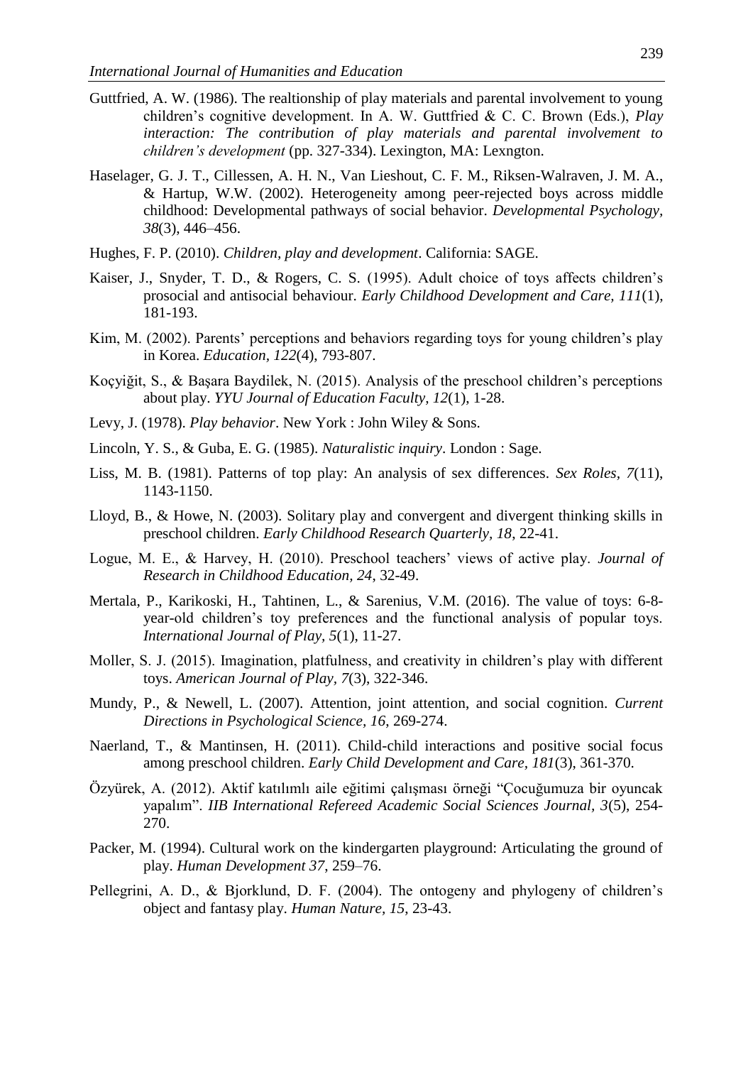Guttfried, A. W. (1986). The realtionship of play materials and parental involvement to young children's cognitive development. In A. W. Guttfried & C. C. Brown (Eds.), *Play interaction: The contribution of play materials and parental involvement to children's development* (pp. 327-334). Lexington, MA: Lexngton.

Haselager, G. J. T., Cillessen, A. H. N., Van Lieshout, C. F. M., Riksen-Walraven, J. M. A., & Hartup, W.W. (2002). Heterogeneity among peer-rejected boys across middle childhood: Developmental pathways of social behavior. *Developmental Psychology, 38*(3), 446–456.

Hughes, F. P. (2010). *Children, play and development*. California: SAGE.

Kaiser, J., Snyder, T. D., & Rogers, C. S. (1995). Adult choice of toys affects children's prosocial and antisocial behaviour. *Early Childhood Development and Care, 111*(1), 181-193.

Kim, M. (2002). Parents' perceptions and behaviors regarding toys for young children's play in Korea. *Education, 122*(4), 793-807.

Koçyiğit, S., & Başara Baydilek, N. (2015). Analysis of the preschool children's perceptions about play. *YYU Journal of Education Faculty, 12*(1), 1-28.

Levy, J. (1978). *Play behavior*. New York : John Wiley & Sons.

Lincoln, Y. S., & Guba, E. G. (1985). *Naturalistic inquiry*. London : Sage.

Liss, M. B. (1981). Patterns of top play: An analysis of sex differences. *Sex Roles, 7*(11), 1143-1150.

Lloyd, B., & Howe, N. (2003). Solitary play and convergent and divergent thinking skills in preschool children. *Early Childhood Research Quarterly, 18*, 22-41.

Logue, M. E., & Harvey, H. (2010). Preschool teachers' views of active play. *Journal of Research in Childhood Education, 24*, 32-49.

Mertala, P., Karikoski, H., Tahtinen, L., & Sarenius, V.M. (2016). The value of toys: 6-8-year-old children's toy preferences and the functional analysis of popular toys. *International Journal of Play, 5*(1), 11-27.

Moller, S. J. (2015). Imagination, platfulness, and creativity in children's play with different toys. *American Journal of Play, 7*(3), 322-346.

Mundy, P., & Newell, L. (2007). Attention, joint attention, and social cognition. *Current Directions in Psychological Science, 16*, 269-274.

Naerland, T., & Mantinsen, H. (2011). Child-child interactions and positive social focus among preschool children. *Early Child Development and Care, 181*(3), 361-370.

Özyürek, A. (2012). Aktif katılımlı aile eğitimi çalışması örneği "Çocuğumuza bir oyuncak yapalım". *IIB International Refereed Academic Social Sciences Journal, 3*(5), 254-270.

Packer, M. (1994). Cultural work on the kindergarten playground: Articulating the ground of play. *Human Development 37*, 259–76.

Pellegrini, A. D., & Bjorklund, D. F. (2004). The ontogeny and phylogeny of children's object and fantasy play. *Human Nature, 15*, 23-43.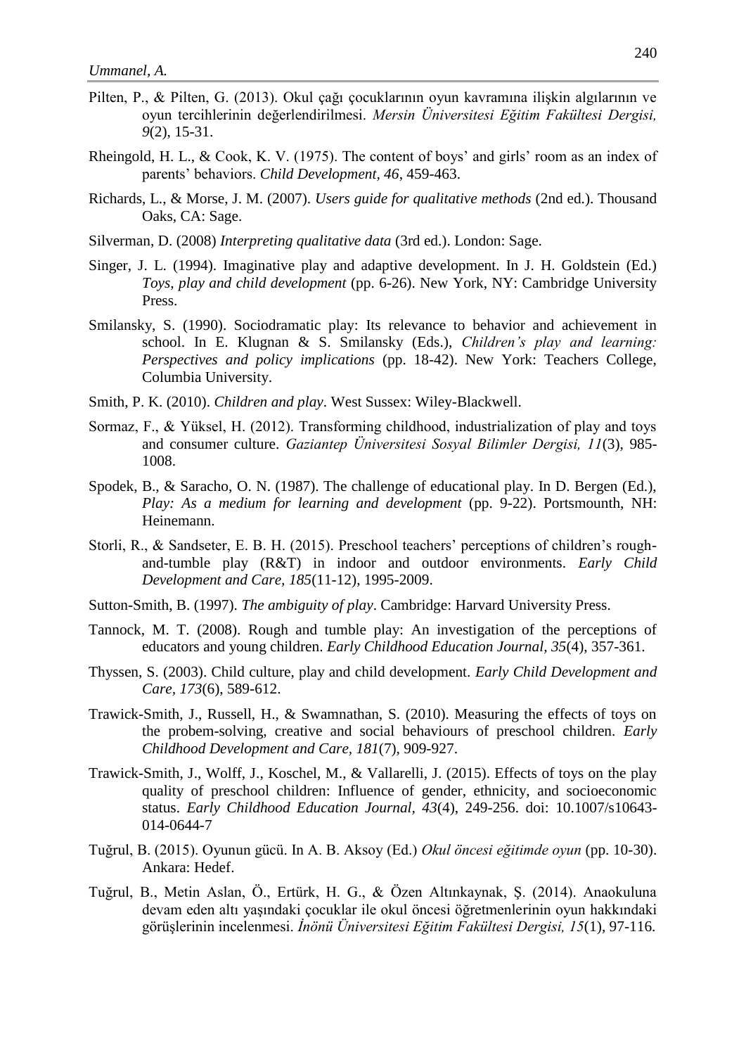Pilten, P., & Pilten, G. (2013). Okul çağı çocuklarının oyun kavramına ilişkin algılarının ve oyun tercihlerinin değerlendirilmesi. *Mersin Üniversitesi Eğitim Fakültesi Dergisi, 9*(2), 15-31.

Rheingold, H. L., & Cook, K. V. (1975). The content of boys' and girls' room as an index of parents' behaviors. *Child Development, 46*, 459-463.

Richards, L., & Morse, J. M. (2007). *Users guide for qualitative methods* (2nd ed.). Thousand Oaks, CA: Sage.

Silverman, D. (2008) *Interpreting qualitative data* (3rd ed.). London: Sage.

Singer, J. L. (1994). Imaginative play and adaptive development. In J. H. Goldstein (Ed.) *Toys, play and child development* (pp. 6-26). New York, NY: Cambridge University Press.

Smilansky, S. (1990). Sociodramatic play: Its relevance to behavior and achievement in school. In E. Klugnan & S. Smilansky (Eds.), *Children's play and learning: Perspectives and policy implications* (pp. 18-42). New York: Teachers College, Columbia University.

Smith, P. K. (2010). *Children and play*. West Sussex: Wiley-Blackwell.

Sormaz, F., & Yüksel, H. (2012). Transforming childhood, industrialization of play and toys and consumer culture. *Gaziantep Üniversitesi Sosyal Bilimler Dergisi, 11*(3), 985-1008.

Spodek, B., & Saracho, O. N. (1987). The challenge of educational play. In D. Bergen (Ed.), *Play: As a medium for learning and development* (pp. 9-22). Portsmounth, NH: Heinemann.

Storli, R., & Sandseter, E. B. H. (2015). Preschool teachers' perceptions of children's rough-and-tumble play (R&T) in indoor and outdoor environments. *Early Child Development and Care, 185*(11-12), 1995-2009.

Sutton-Smith, B. (1997). *The ambiguity of play*. Cambridge: Harvard University Press.

Tannock, M. T. (2008). Rough and tumble play: An investigation of the perceptions of educators and young children. *Early Childhood Education Journal, 35*(4), 357-361.

Thyssen, S. (2003). Child culture, play and child development. *Early Child Development and Care, 173*(6), 589-612.

Trawick-Smith, J., Russell, H., & Swamnathan, S. (2010). Measuring the effects of toys on the probem-solving, creative and social behaviours of preschool children. *Early Childhood Development and Care, 181*(7), 909-927.

Trawick-Smith, J., Wolff, J., Koschel, M., & Vallarelli, J. (2015). Effects of toys on the play quality of preschool children: Influence of gender, ethnicity, and socioeconomic status. *Early Childhood Education Journal, 43*(4), 249-256. doi: 10.1007/s10643-014-0644-7

Tuğrul, B. (2015). Oyunun gücü. In A. B. Aksoy (Ed.) *Okul öncesi eğitimde oyun* (pp. 10-30). Ankara: Hedef.

Tuğrul, B., Metin Aslan, Ö., Ertürk, H. G., & Özen Altınkaynak, Ş. (2014). Anaokuluna devam eden altı yaşındaki çocuklar ile okul öncesi öğretmenlerinin oyun hakkındaki görüşlerinin incelenmesi. *İnönü Üniversitesi Eğitim Fakültesi Dergisi, 15*(1), 97-116.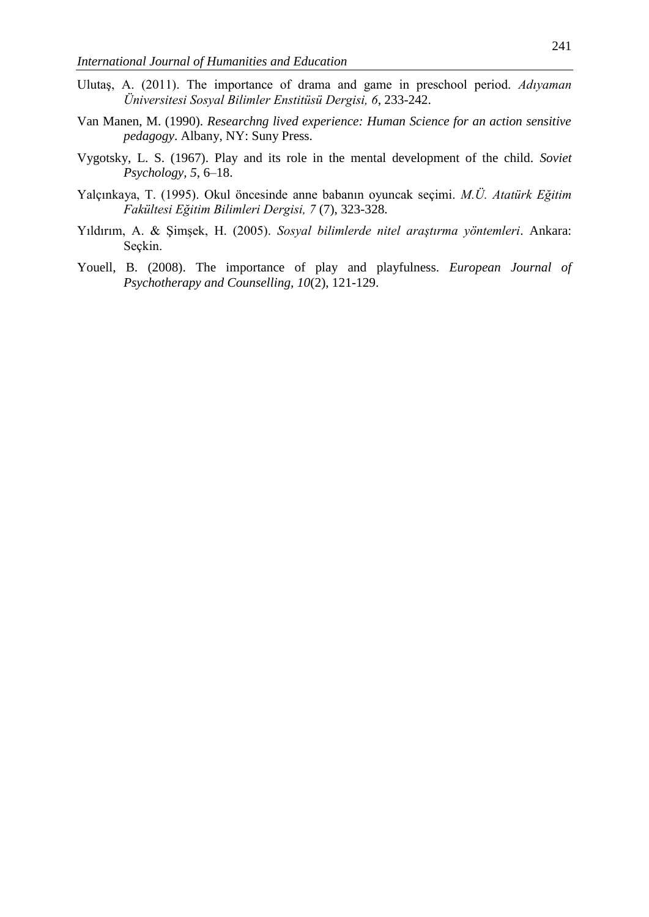Ulutaş, A. (2011). The importance of drama and game in preschool period. *Adıyaman Üniversitesi Sosyal Bilimler Enstitüsü Dergisi, 6*, 233-242.

Van Manen, M. (1990). *Researchng lived experience: Human Science for an action sensitive pedagogy*. Albany, NY: Suny Press.

Vygotsky, L. S. (1967). Play and its role in the mental development of the child. *Soviet Psychology, 5*, 6–18.

Yalçınkaya, T. (1995). Okul öncesinde anne babanın oyuncak seçimi. *M.Ü. Atatürk Eğitim Fakültesi Eğitim Bilimleri Dergisi, 7* (7), 323-328.

Yıldırım, A. & Şimşek, H. (2005). *Sosyal bilimlerde nitel araştırma yöntemleri*. Ankara: Seçkin.

Youell, B. (2008). The importance of play and playfulness. *European Journal of Psychotherapy and Counselling, 10*(2), 121-129.